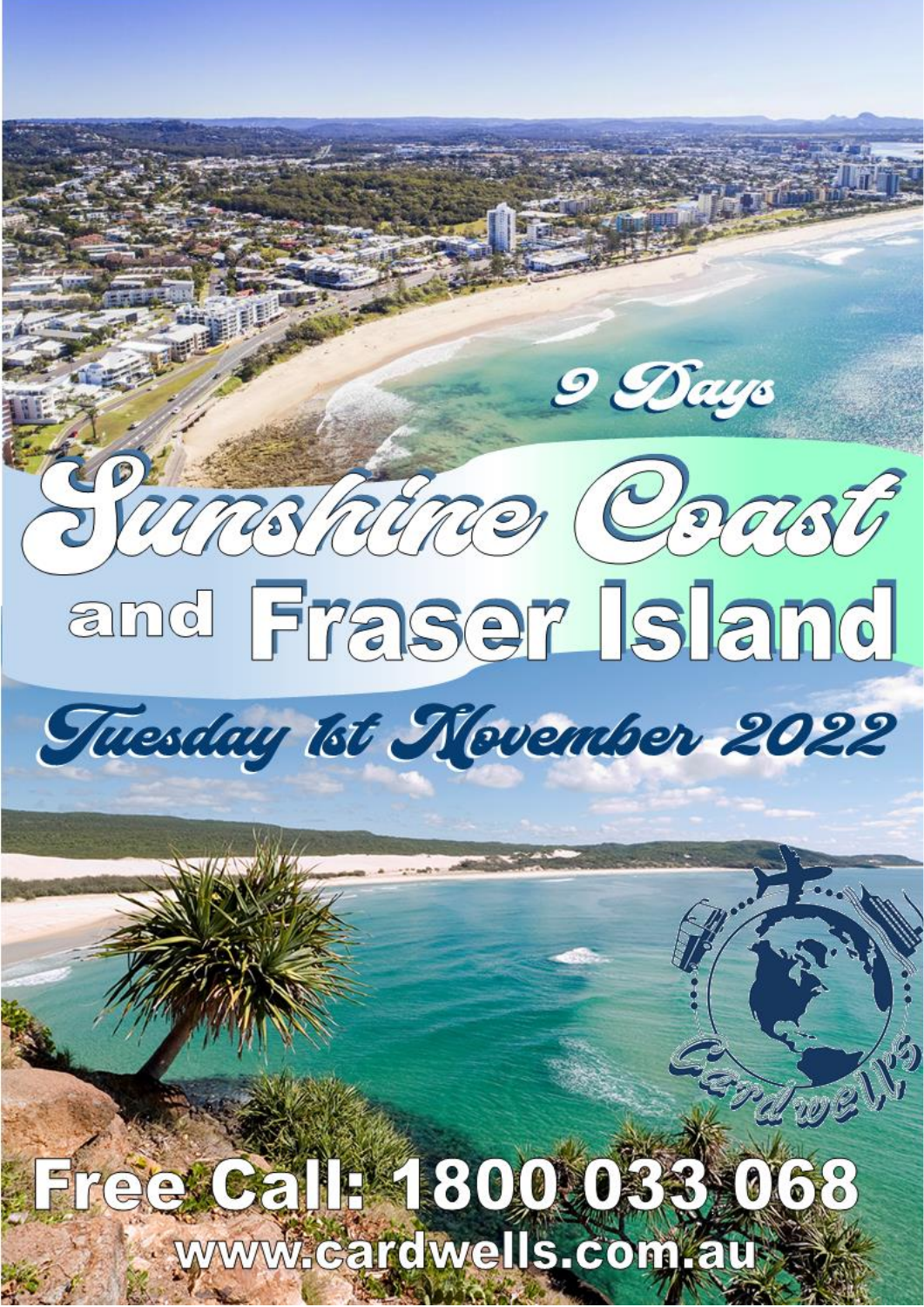9 Days

# Sunshine Coast and Fraser Island

## Tuesday 1st November 2022

Cardwells

**Free Call: 1800 033 068**

**www.cardwells.com.au**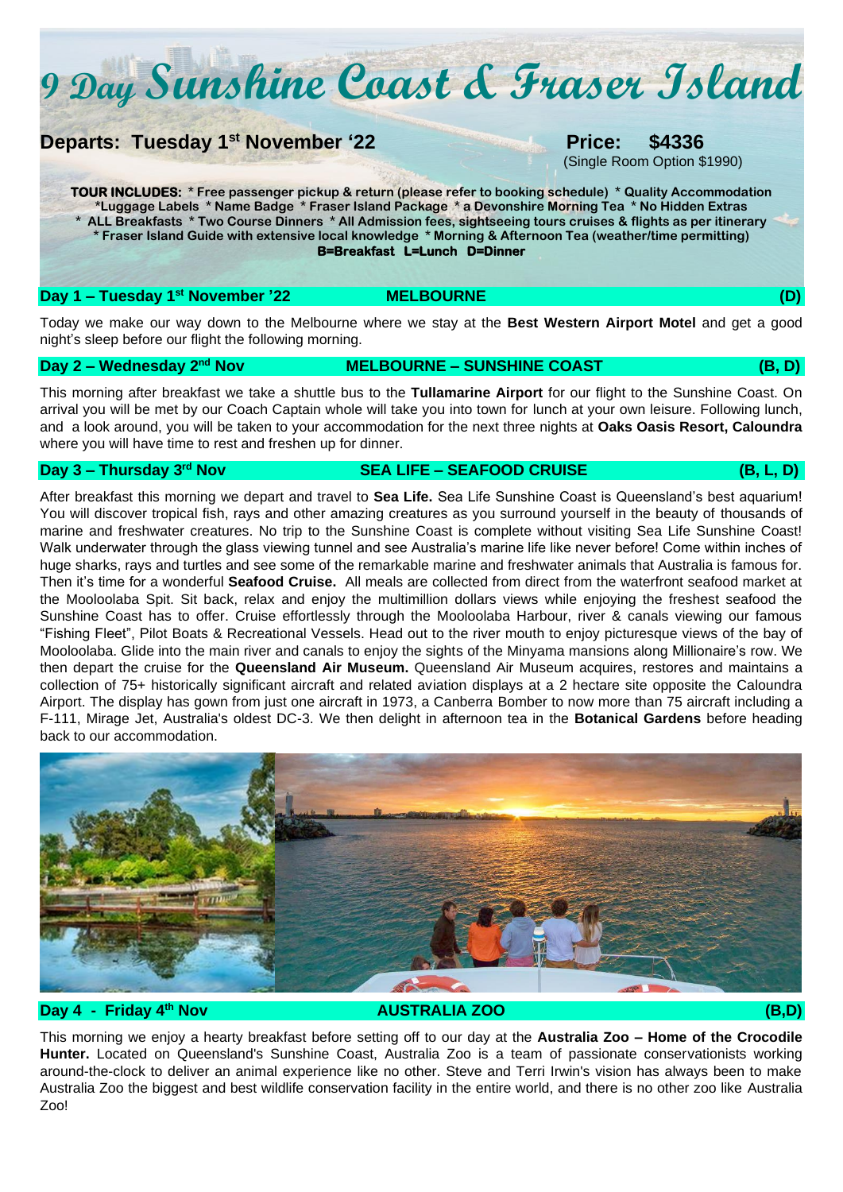# 9 Day Sunshine Coast & Fraser Island

**Departs: Tuesday 1st November '22** **Price: $4336**
(Single Room Option $1990)

**TOUR INCLUDES:** * Free passenger pickup & return (please refer to booking schedule) * Quality Accommodation *Luggage Labels * Name Badge * Fraser Island Package * a Devonshire Morning Tea * No Hidden Extras * ALL Breakfasts * Two Course Dinners * All Admission fees, sightseeing tours cruises & flights as per itinerary * Fraser Island Guide with extensive local knowledge * Morning & Afternoon Tea (weather/time permitting)
**B=Breakfast L=Lunch D=Dinner**

## Day 1 – Tuesday 1st November '22 — MELBOURNE — (D)

Today we make our way down to the Melbourne where we stay at the **Best Western Airport Motel** and get a good night's sleep before our flight the following morning.

## Day 2 – Wednesday 2nd Nov — MELBOURNE – SUNSHINE COAST — (B, D)

This morning after breakfast we take a shuttle bus to the **Tullamarine Airport** for our flight to the Sunshine Coast. On arrival you will be met by our Coach Captain whole will take you into town for lunch at your own leisure. Following lunch, and a look around, you will be taken to your accommodation for the next three nights at **Oaks Oasis Resort, Caloundra** where you will have time to rest and freshen up for dinner.

## Day 3 – Thursday 3rd Nov — SEA LIFE – SEAFOOD CRUISE — (B, L, D)

After breakfast this morning we depart and travel to **Sea Life.** Sea Life Sunshine Coast is Queensland's best aquarium! You will discover tropical fish, rays and other amazing creatures as you surround yourself in the beauty of thousands of marine and freshwater creatures. No trip to the Sunshine Coast is complete without visiting Sea Life Sunshine Coast! Walk underwater through the glass viewing tunnel and see Australia's marine life like never before! Come within inches of huge sharks, rays and turtles and see some of the remarkable marine and freshwater animals that Australia is famous for. Then it's time for a wonderful **Seafood Cruise.** All meals are collected from direct from the waterfront seafood market at the Mooloolaba Spit. Sit back, relax and enjoy the multimillion dollars views while enjoying the freshest seafood the Sunshine Coast has to offer. Cruise effortlessly through the Mooloolaba Harbour, river & canals viewing our famous "Fishing Fleet", Pilot Boats & Recreational Vessels. Head out to the river mouth to enjoy picturesque views of the bay of Mooloolaba. Glide into the main river and canals to enjoy the sights of the Minyama mansions along Millionaire's row. We then depart the cruise for the **Queensland Air Museum.** Queensland Air Museum acquires, restores and maintains a collection of 75+ historically significant aircraft and related aviation displays at a 2 hectare site opposite the Caloundra Airport. The display has gown from just one aircraft in 1973, a Canberra Bomber to now more than 75 aircraft including a F-111, Mirage Jet, Australia's oldest DC-3. We then delight in afternoon tea in the **Botanical Gardens** before heading back to our accommodation.

## Day 4 - Friday 4th Nov — AUSTRALIA ZOO — (B,D)

This morning we enjoy a hearty breakfast before setting off to our day at the **Australia Zoo – Home of the Crocodile Hunter.** Located on Queensland's Sunshine Coast, Australia Zoo is a team of passionate conservationists working around-the-clock to deliver an animal experience like no other. Steve and Terri Irwin's vision has always been to make Australia Zoo the biggest and best wildlife conservation facility in the entire world, and there is no other zoo like Australia Zoo!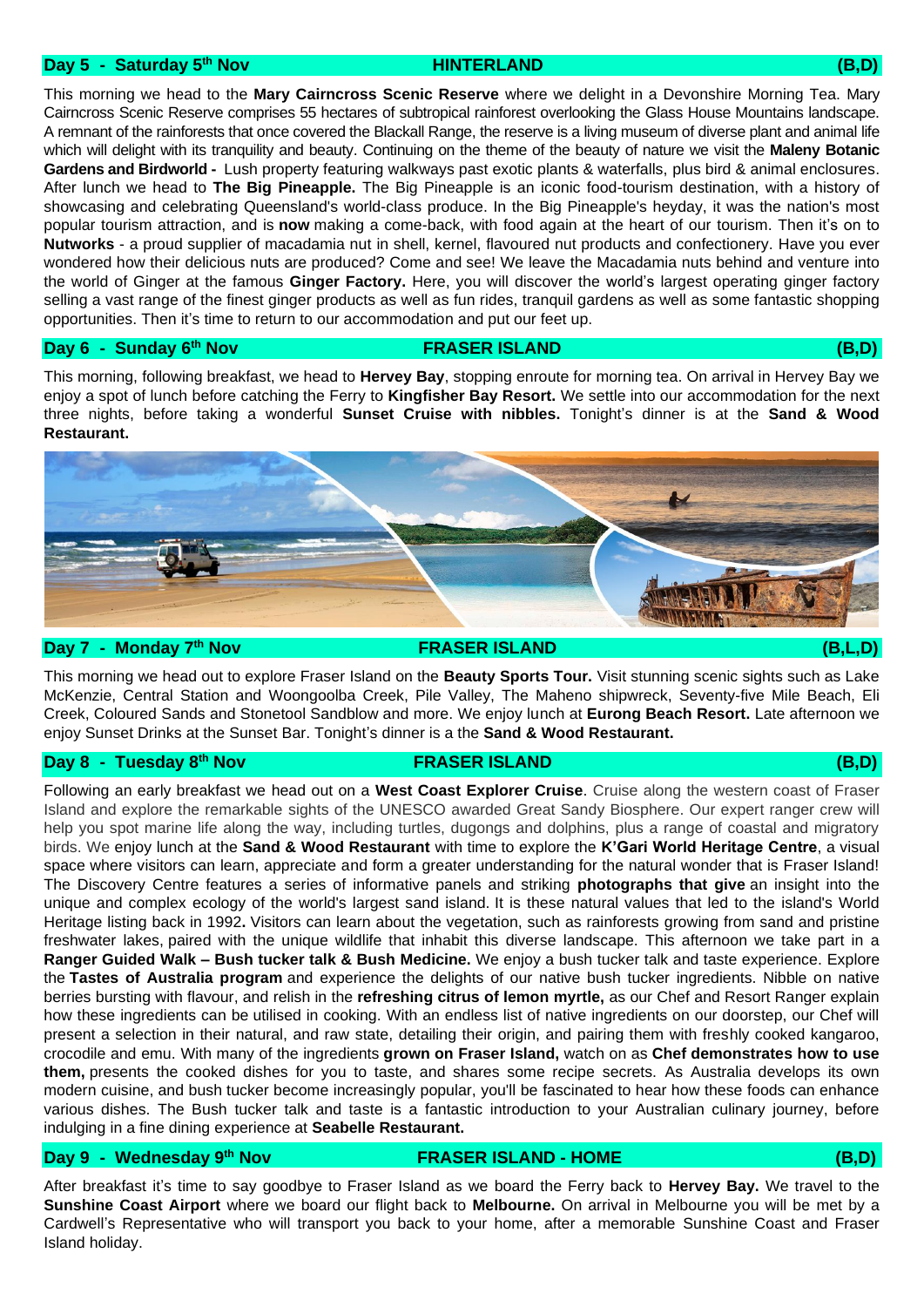## Day 5 - Saturday 5th Nov — HINTERLAND — (B,D)

This morning we head to the **Mary Cairncross Scenic Reserve** where we delight in a Devonshire Morning Tea. Mary Cairncross Scenic Reserve comprises 55 hectares of subtropical rainforest overlooking the Glass House Mountains landscape. A remnant of the rainforests that once covered the Blackall Range, the reserve is a living museum of diverse plant and animal life which will delight with its tranquility and beauty. Continuing on the theme of the beauty of nature we visit the **Maleny Botanic Gardens and Birdworld -** Lush property featuring walkways past exotic plants & waterfalls, plus bird & animal enclosures. After lunch we head to **The Big Pineapple.** The Big Pineapple is an iconic food-tourism destination, with a history of showcasing and celebrating Queensland's world-class produce. In the Big Pineapple's heyday, it was the nation's most popular tourism attraction, and is **now** making a come-back, with food again at the heart of our tourism. Then it's on to **Nutworks** - a proud supplier of macadamia nut in shell, kernel, flavoured nut products and confectionery. Have you ever wondered how their delicious nuts are produced? Come and see! We leave the Macadamia nuts behind and venture into the world of Ginger at the famous **Ginger Factory.** Here, you will discover the world's largest operating ginger factory selling a vast range of the finest ginger products as well as fun rides, tranquil gardens as well as some fantastic shopping opportunities. Then it's time to return to our accommodation and put our feet up.

## Day 6 - Sunday 6th Nov — FRASER ISLAND — (B,D)

This morning, following breakfast, we head to **Hervey Bay**, stopping enroute for morning tea. On arrival in Hervey Bay we enjoy a spot of lunch before catching the Ferry to **Kingfisher Bay Resort.** We settle into our accommodation for the next three nights, before taking a wonderful **Sunset Cruise with nibbles.** Tonight's dinner is at the **Sand & Wood Restaurant.**

## Day 7 - Monday 7th Nov — FRASER ISLAND — (B,L,D)

This morning we head out to explore Fraser Island on the **Beauty Sports Tour.** Visit stunning scenic sights such as Lake McKenzie, Central Station and Woongoolba Creek, Pile Valley, The Maheno shipwreck, Seventy-five Mile Beach, Eli Creek, Coloured Sands and Stonetool Sandblow and more. We enjoy lunch at **Eurong Beach Resort.** Late afternoon we enjoy Sunset Drinks at the Sunset Bar. Tonight's dinner is a the **Sand & Wood Restaurant.**

## Day 8 - Tuesday 8th Nov — FRASER ISLAND — (B,D)

Following an early breakfast we head out on a **West Coast Explorer Cruise**. Cruise along the western coast of Fraser Island and explore the remarkable sights of the UNESCO awarded Great Sandy Biosphere. Our expert ranger crew will help you spot marine life along the way, including turtles, dugongs and dolphins, plus a range of coastal and migratory birds. We enjoy lunch at the **Sand & Wood Restaurant** with time to explore the **K'Gari World Heritage Centre**, a visual space where visitors can learn, appreciate and form a greater understanding for the natural wonder that is Fraser Island! The Discovery Centre features a series of informative panels and striking **photographs that give** an insight into the unique and complex ecology of the world's largest sand island. It is these natural values that led to the island's World Heritage listing back in 1992**.** Visitors can learn about the vegetation, such as rainforests growing from sand and pristine freshwater lakes, paired with the unique wildlife that inhabit this diverse landscape. This afternoon we take part in a **Ranger Guided Walk – Bush tucker talk & Bush Medicine.** We enjoy a bush tucker talk and taste experience. Explore the **Tastes of Australia program** and experience the delights of our native bush tucker ingredients. Nibble on native berries bursting with flavour, and relish in the **refreshing citrus of lemon myrtle,** as our Chef and Resort Ranger explain how these ingredients can be utilised in cooking. With an endless list of native ingredients on our doorstep, our Chef will present a selection in their natural, and raw state, detailing their origin, and pairing them with freshly cooked kangaroo, crocodile and emu. With many of the ingredients **grown on Fraser Island,** watch on as **Chef demonstrates how to use them,** presents the cooked dishes for you to taste, and shares some recipe secrets. As Australia develops its own modern cuisine, and bush tucker become increasingly popular, you'll be fascinated to hear how these foods can enhance various dishes. The Bush tucker talk and taste is a fantastic introduction to your Australian culinary journey, before indulging in a fine dining experience at **Seabelle Restaurant.**

## Day 9 - Wednesday 9th Nov — FRASER ISLAND - HOME — (B,D)

After breakfast it's time to say goodbye to Fraser Island as we board the Ferry back to **Hervey Bay.** We travel to the **Sunshine Coast Airport** where we board our flight back to **Melbourne.** On arrival in Melbourne you will be met by a Cardwell's Representative who will transport you back to your home, after a memorable Sunshine Coast and Fraser Island holiday.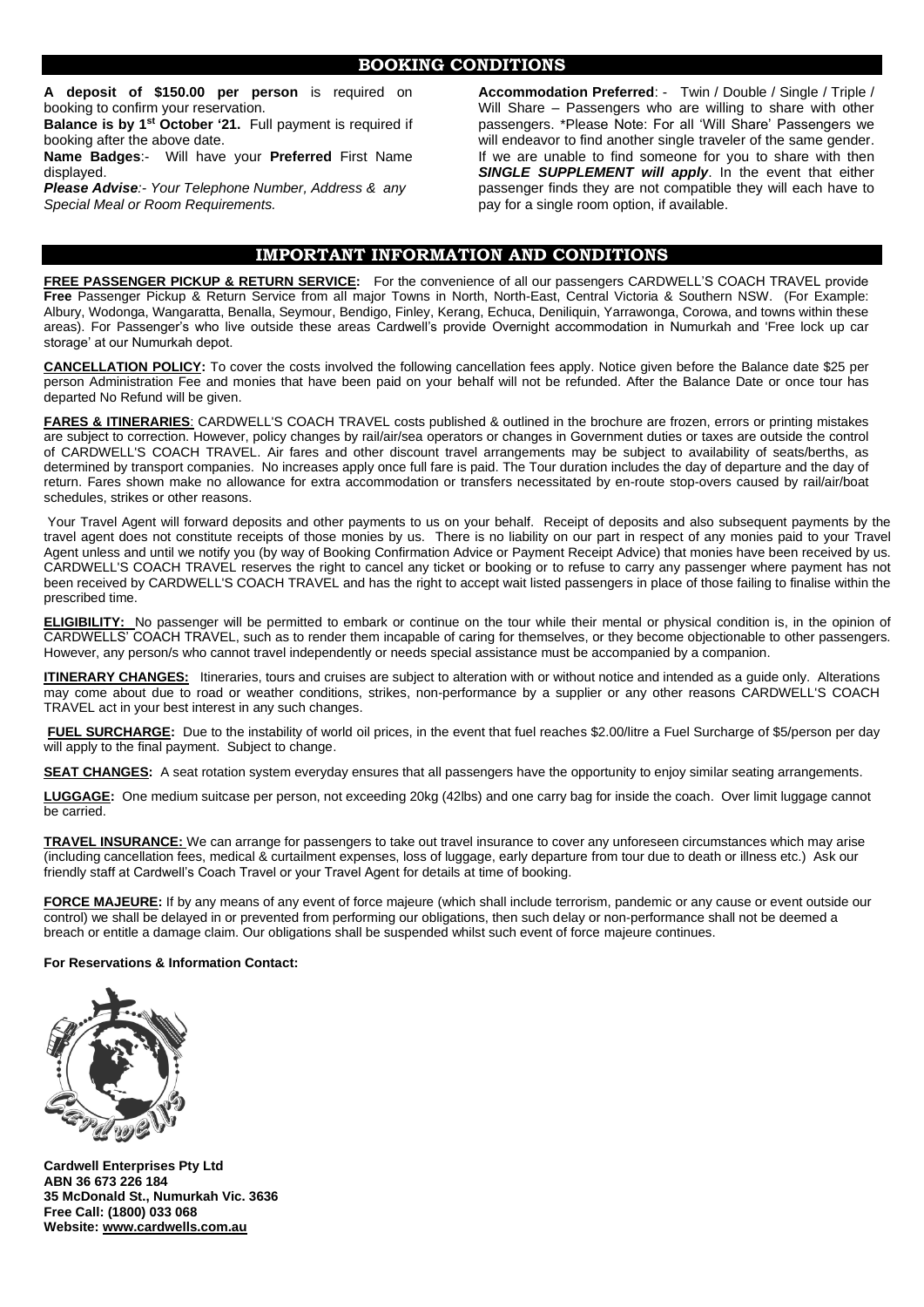## BOOKING CONDITIONS

**A deposit of $150.00 per person** is required on booking to confirm your reservation.

**Balance is by 1st October '21.** Full payment is required if booking after the above date.

**Name Badges**:- Will have your **Preferred** First Name displayed.

***Please Advise****:- Your Telephone Number, Address & any Special Meal or Room Requirements.*

**Accommodation Preferred**: - Twin / Double / Single / Triple / Will Share – Passengers who are willing to share with other passengers. *Please Note: For all 'Will Share' Passengers we will endeavor to find another single traveler of the same gender. If we are unable to find someone for you to share with then ***SINGLE SUPPLEMENT will apply***. In the event that either passenger finds they are not compatible they will each have to pay for a single room option, if available.

## IMPORTANT INFORMATION AND CONDITIONS

**FREE PASSENGER PICKUP & RETURN SERVICE:** For the convenience of all our passengers CARDWELL'S COACH TRAVEL provide **Free** Passenger Pickup & Return Service from all major Towns in North, North-East, Central Victoria & Southern NSW. (For Example: Albury, Wodonga, Wangaratta, Benalla, Seymour, Bendigo, Finley, Kerang, Echuca, Deniliquin, Yarrawonga, Corowa, and towns within these areas). For Passenger's who live outside these areas Cardwell's provide Overnight accommodation in Numurkah and 'Free lock up car storage' at our Numurkah depot.

**CANCELLATION POLICY:** To cover the costs involved the following cancellation fees apply. Notice given before the Balance date $25 per person Administration Fee and monies that have been paid on your behalf will not be refunded. After the Balance Date or once tour has departed No Refund will be given.

**FARES & ITINERARIES**: CARDWELL'S COACH TRAVEL costs published & outlined in the brochure are frozen, errors or printing mistakes are subject to correction. However, policy changes by rail/air/sea operators or changes in Government duties or taxes are outside the control of CARDWELL'S COACH TRAVEL. Air fares and other discount travel arrangements may be subject to availability of seats/berths, as determined by transport companies. No increases apply once full fare is paid. The Tour duration includes the day of departure and the day of return. Fares shown make no allowance for extra accommodation or transfers necessitated by en-route stop-overs caused by rail/air/boat schedules, strikes or other reasons.

Your Travel Agent will forward deposits and other payments to us on your behalf. Receipt of deposits and also subsequent payments by the travel agent does not constitute receipts of those monies by us. There is no liability on our part in respect of any monies paid to your Travel Agent unless and until we notify you (by way of Booking Confirmation Advice or Payment Receipt Advice) that monies have been received by us. CARDWELL'S COACH TRAVEL reserves the right to cancel any ticket or booking or to refuse to carry any passenger where payment has not been received by CARDWELL'S COACH TRAVEL and has the right to accept wait listed passengers in place of those failing to finalise within the prescribed time.

**ELIGIBILITY:** No passenger will be permitted to embark or continue on the tour while their mental or physical condition is, in the opinion of CARDWELLS' COACH TRAVEL, such as to render them incapable of caring for themselves, or they become objectionable to other passengers. However, any person/s who cannot travel independently or needs special assistance must be accompanied by a companion.

**ITINERARY CHANGES:** Itineraries, tours and cruises are subject to alteration with or without notice and intended as a guide only. Alterations may come about due to road or weather conditions, strikes, non-performance by a supplier or any other reasons CARDWELL'S COACH TRAVEL act in your best interest in any such changes.

**FUEL SURCHARGE:** Due to the instability of world oil prices, in the event that fuel reaches $2.00/litre a Fuel Surcharge of $5/person per day will apply to the final payment. Subject to change.

**SEAT CHANGES:** A seat rotation system everyday ensures that all passengers have the opportunity to enjoy similar seating arrangements.

**LUGGAGE:** One medium suitcase per person, not exceeding 20kg (42lbs) and one carry bag for inside the coach. Over limit luggage cannot be carried.

**TRAVEL INSURANCE:** We can arrange for passengers to take out travel insurance to cover any unforeseen circumstances which may arise (including cancellation fees, medical & curtailment expenses, loss of luggage, early departure from tour due to death or illness etc.) Ask our friendly staff at Cardwell's Coach Travel or your Travel Agent for details at time of booking.

**FORCE MAJEURE:** If by any means of any event of force majeure (which shall include terrorism, pandemic or any cause or event outside our control) we shall be delayed in or prevented from performing our obligations, then such delay or non-performance shall not be deemed a breach or entitle a damage claim. Our obligations shall be suspended whilst such event of force majeure continues.

**For Reservations & Information Contact:**

Cardwell's

**Cardwell Enterprises Pty Ltd**
**ABN 36 673 226 184**
**35 McDonald St., Numurkah Vic. 3636**
**Free Call: (1800) 033 068**
**Website: www.cardwells.com.au**